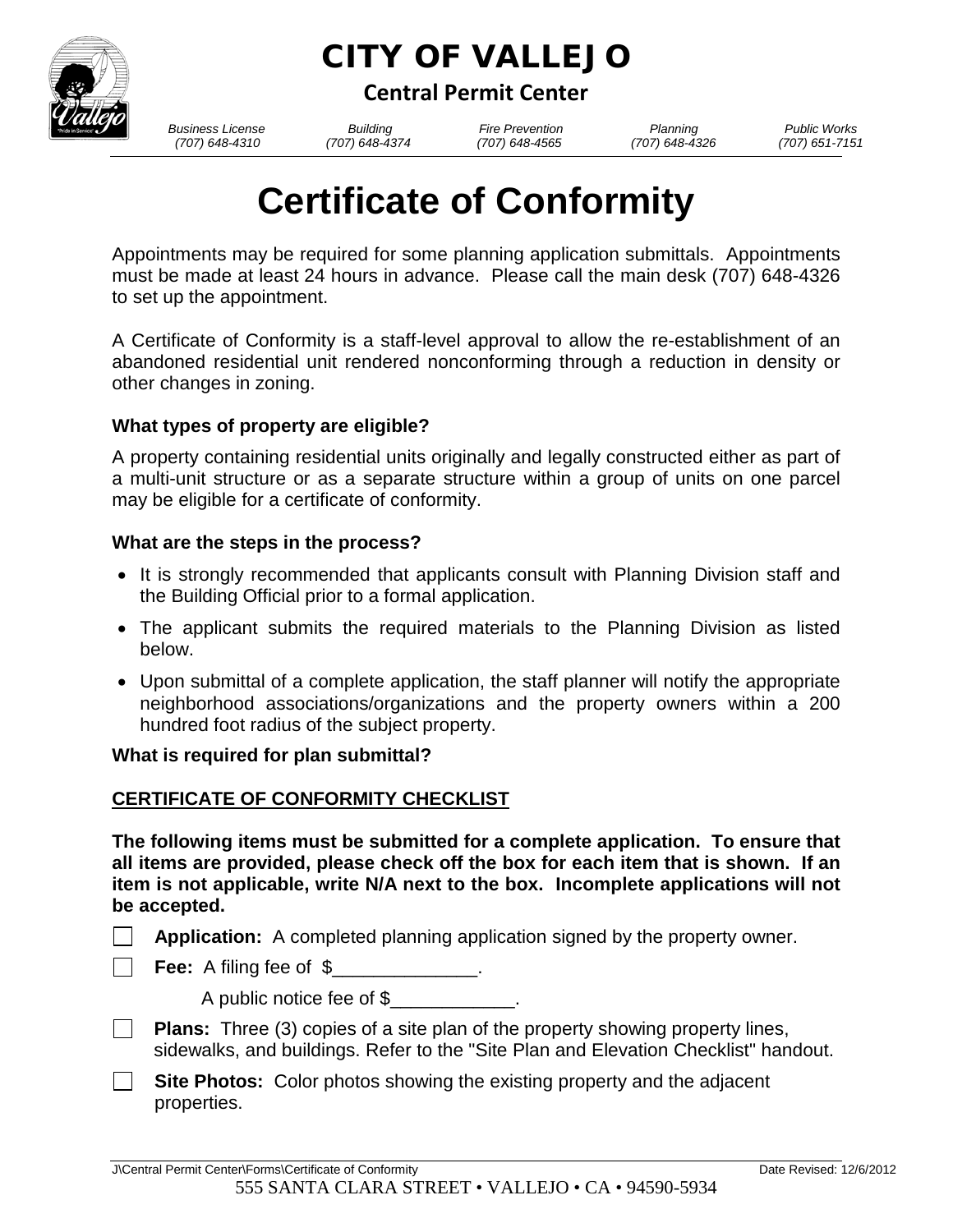# CITY OF VALLEJO

## Central Permit Center

| Business License | Building | Fire Prevention | Planning | Public Works |
| --- | --- | --- | --- | --- |
| (707) 648-4310 | (707) 648-4374 | (707) 648-4565 | (707) 648-4326 | (707) 651-7151 |

# Certificate of Conformity

Appointments may be required for some planning application submittals. Appointments must be made at least 24 hours in advance. Please call the main desk (707) 648-4326 to set up the appointment.

A Certificate of Conformity is a staff-level approval to allow the re-establishment of an abandoned residential unit rendered nonconforming through a reduction in density or other changes in zoning.

**What types of property are eligible?**

A property containing residential units originally and legally constructed either as part of a multi-unit structure or as a separate structure within a group of units on one parcel may be eligible for a certificate of conformity.

**What are the steps in the process?**

- It is strongly recommended that applicants consult with Planning Division staff and the Building Official prior to a formal application.
- The applicant submits the required materials to the Planning Division as listed below.
- Upon submittal of a complete application, the staff planner will notify the appropriate neighborhood associations/organizations and the property owners within a 200 hundred foot radius of the subject property.

**What is required for plan submittal?**

**CERTIFICATE OF CONFORMITY CHECKLIST**

**The following items must be submitted for a complete application. To ensure that all items are provided, please check off the box for each item that is shown. If an item is not applicable, write N/A next to the box. Incomplete applications will not be accepted.**

- ☐ **Application:** A completed planning application signed by the property owner.
- ☐ **Fee:** A filing fee of $______________.

  A public notice fee of $____________.
- ☐ **Plans:** Three (3) copies of a site plan of the property showing property lines, sidewalks, and buildings. Refer to the "Site Plan and Elevation Checklist" handout.
- ☐ **Site Photos:** Color photos showing the existing property and the adjacent properties.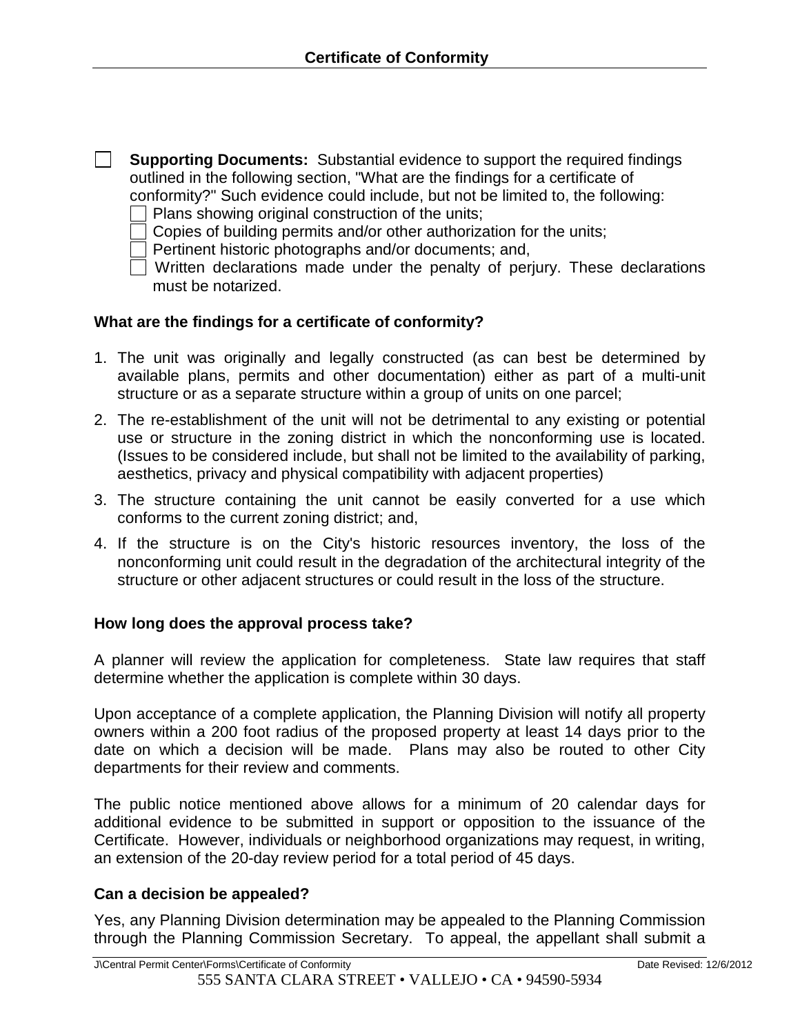- [ ] **Supporting Documents:** Substantial evidence to support the required findings outlined in the following section, "What are the findings for a certificate of conformity?" Such evidence could include, but not be limited to, the following:
  - [ ] Plans showing original construction of the units;
  - [ ] Copies of building permits and/or other authorization for the units;
  - [ ] Pertinent historic photographs and/or documents; and,
  - [ ] Written declarations made under the penalty of perjury. These declarations must be notarized.

### What are the findings for a certificate of conformity?

1. The unit was originally and legally constructed (as can best be determined by available plans, permits and other documentation) either as part of a multi-unit structure or as a separate structure within a group of units on one parcel;
2. The re-establishment of the unit will not be detrimental to any existing or potential use or structure in the zoning district in which the nonconforming use is located. (Issues to be considered include, but shall not be limited to the availability of parking, aesthetics, privacy and physical compatibility with adjacent properties)
3. The structure containing the unit cannot be easily converted for a use which conforms to the current zoning district; and,
4. If the structure is on the City's historic resources inventory, the loss of the nonconforming unit could result in the degradation of the architectural integrity of the structure or other adjacent structures or could result in the loss of the structure.

### How long does the approval process take?

A planner will review the application for completeness. State law requires that staff determine whether the application is complete within 30 days.

Upon acceptance of a complete application, the Planning Division will notify all property owners within a 200 foot radius of the proposed property at least 14 days prior to the date on which a decision will be made. Plans may also be routed to other City departments for their review and comments.

The public notice mentioned above allows for a minimum of 20 calendar days for additional evidence to be submitted in support or opposition to the issuance of the Certificate. However, individuals or neighborhood organizations may request, in writing, an extension of the 20-day review period for a total period of 45 days.

### Can a decision be appealed?

Yes, any Planning Division determination may be appealed to the Planning Commission through the Planning Commission Secretary. To appeal, the appellant shall submit a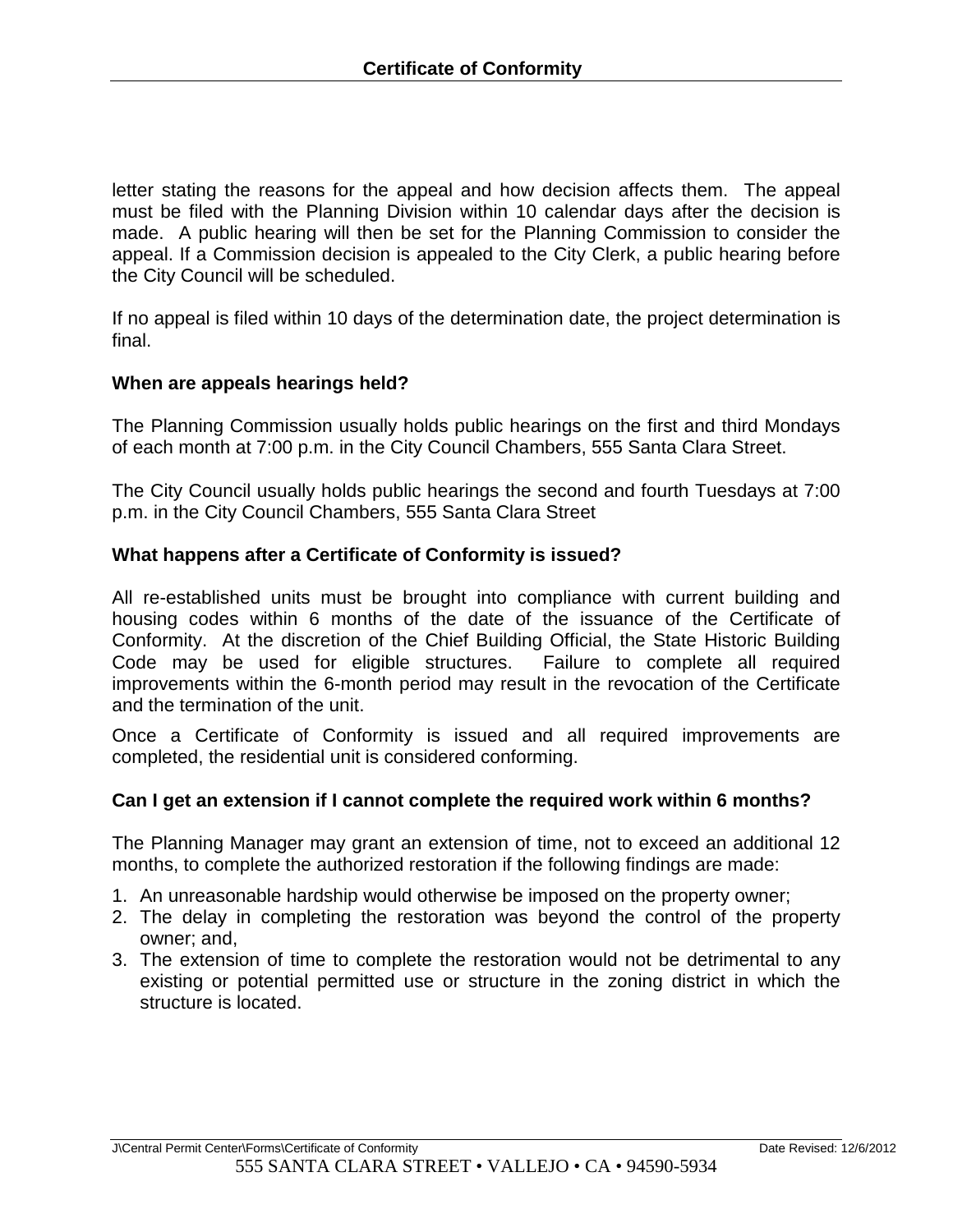letter stating the reasons for the appeal and how decision affects them. The appeal must be filed with the Planning Division within 10 calendar days after the decision is made. A public hearing will then be set for the Planning Commission to consider the appeal. If a Commission decision is appealed to the City Clerk, a public hearing before the City Council will be scheduled.

If no appeal is filed within 10 days of the determination date, the project determination is final.

**When are appeals hearings held?**

The Planning Commission usually holds public hearings on the first and third Mondays of each month at 7:00 p.m. in the City Council Chambers, 555 Santa Clara Street.

The City Council usually holds public hearings the second and fourth Tuesdays at 7:00 p.m. in the City Council Chambers, 555 Santa Clara Street

**What happens after a Certificate of Conformity is issued?**

All re-established units must be brought into compliance with current building and housing codes within 6 months of the date of the issuance of the Certificate of Conformity. At the discretion of the Chief Building Official, the State Historic Building Code may be used for eligible structures. Failure to complete all required improvements within the 6-month period may result in the revocation of the Certificate and the termination of the unit.

Once a Certificate of Conformity is issued and all required improvements are completed, the residential unit is considered conforming.

**Can I get an extension if I cannot complete the required work within 6 months?**

The Planning Manager may grant an extension of time, not to exceed an additional 12 months, to complete the authorized restoration if the following findings are made:

1. An unreasonable hardship would otherwise be imposed on the property owner;
2. The delay in completing the restoration was beyond the control of the property owner; and,
3. The extension of time to complete the restoration would not be detrimental to any existing or potential permitted use or structure in the zoning district in which the structure is located.